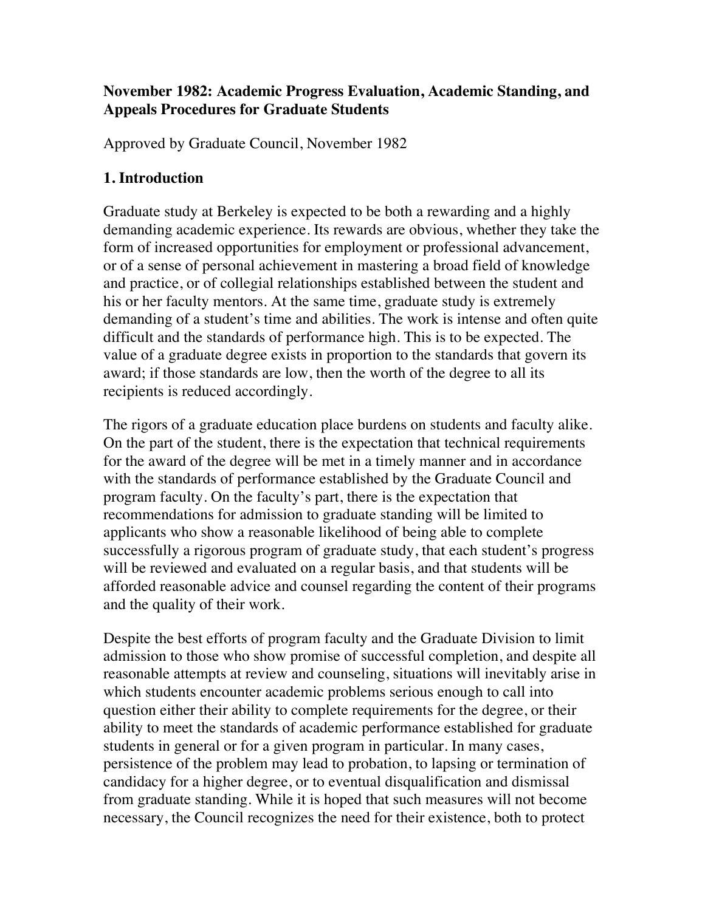# November 1982: Academic Progress Evaluation, Academic Standing, and Appeals Procedures for Graduate Students

Approved by Graduate Council, November 1982

## 1. Introduction

Graduate study at Berkeley is expected to be both a rewarding and a highly demanding academic experience. Its rewards are obvious, whether they take the form of increased opportunities for employment or professional advancement, or of a sense of personal achievement in mastering a broad field of knowledge and practice, or of collegial relationships established between the student and his or her faculty mentors. At the same time, graduate study is extremely demanding of a student's time and abilities. The work is intense and often quite difficult and the standards of performance high. This is to be expected. The value of a graduate degree exists in proportion to the standards that govern its award; if those standards are low, then the worth of the degree to all its recipients is reduced accordingly.

The rigors of a graduate education place burdens on students and faculty alike. On the part of the student, there is the expectation that technical requirements for the award of the degree will be met in a timely manner and in accordance with the standards of performance established by the Graduate Council and program faculty. On the faculty's part, there is the expectation that recommendations for admission to graduate standing will be limited to applicants who show a reasonable likelihood of being able to complete successfully a rigorous program of graduate study, that each student's progress will be reviewed and evaluated on a regular basis, and that students will be afforded reasonable advice and counsel regarding the content of their programs and the quality of their work.

Despite the best efforts of program faculty and the Graduate Division to limit admission to those who show promise of successful completion, and despite all reasonable attempts at review and counseling, situations will inevitably arise in which students encounter academic problems serious enough to call into question either their ability to complete requirements for the degree, or their ability to meet the standards of academic performance established for graduate students in general or for a given program in particular. In many cases, persistence of the problem may lead to probation, to lapsing or termination of candidacy for a higher degree, or to eventual disqualification and dismissal from graduate standing. While it is hoped that such measures will not become necessary, the Council recognizes the need for their existence, both to protect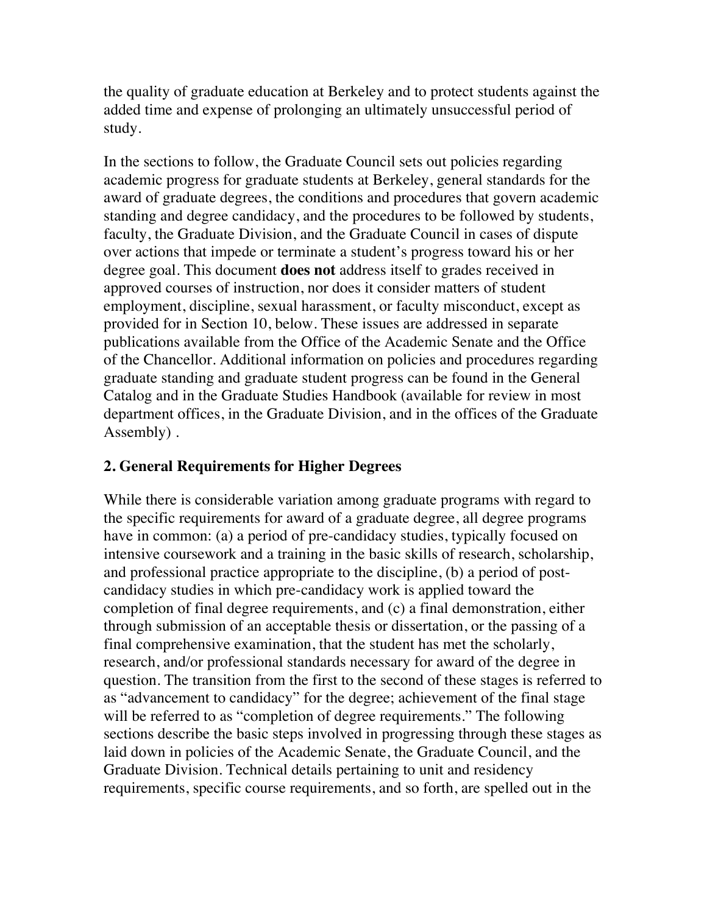the quality of graduate education at Berkeley and to protect students against the added time and expense of prolonging an ultimately unsuccessful period of study.

In the sections to follow, the Graduate Council sets out policies regarding academic progress for graduate students at Berkeley, general standards for the award of graduate degrees, the conditions and procedures that govern academic standing and degree candidacy, and the procedures to be followed by students, faculty, the Graduate Division, and the Graduate Council in cases of dispute over actions that impede or terminate a student's progress toward his or her degree goal. This document **does not** address itself to grades received in approved courses of instruction, nor does it consider matters of student employment, discipline, sexual harassment, or faculty misconduct, except as provided for in Section 10, below. These issues are addressed in separate publications available from the Office of the Academic Senate and the Office of the Chancellor. Additional information on policies and procedures regarding graduate standing and graduate student progress can be found in the General Catalog and in the Graduate Studies Handbook (available for review in most department offices, in the Graduate Division, and in the offices of the Graduate Assembly) .

## 2. General Requirements for Higher Degrees

While there is considerable variation among graduate programs with regard to the specific requirements for award of a graduate degree, all degree programs have in common: (a) a period of pre-candidacy studies, typically focused on intensive coursework and a training in the basic skills of research, scholarship, and professional practice appropriate to the discipline, (b) a period of post-candidacy studies in which pre-candidacy work is applied toward the completion of final degree requirements, and (c) a final demonstration, either through submission of an acceptable thesis or dissertation, or the passing of a final comprehensive examination, that the student has met the scholarly, research, and/or professional standards necessary for award of the degree in question. The transition from the first to the second of these stages is referred to as "advancement to candidacy" for the degree; achievement of the final stage will be referred to as "completion of degree requirements." The following sections describe the basic steps involved in progressing through these stages as laid down in policies of the Academic Senate, the Graduate Council, and the Graduate Division. Technical details pertaining to unit and residency requirements, specific course requirements, and so forth, are spelled out in the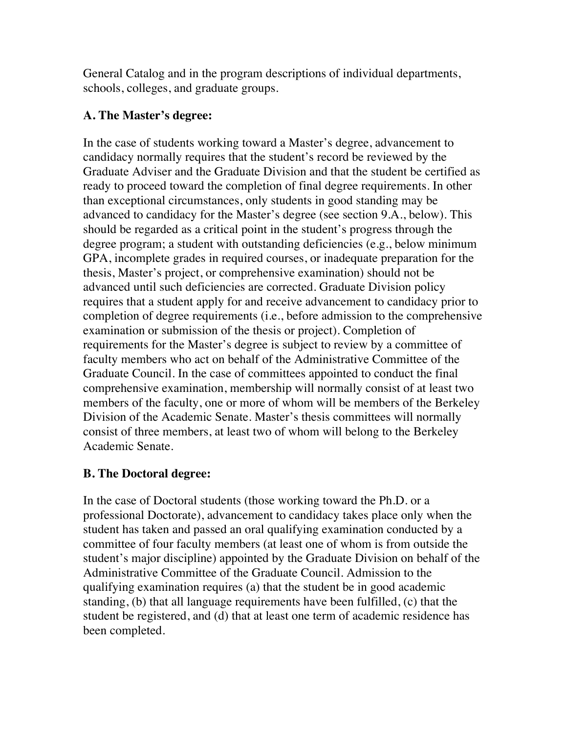General Catalog and in the program descriptions of individual departments, schools, colleges, and graduate groups.

**A. The Master's degree:**

In the case of students working toward a Master's degree, advancement to candidacy normally requires that the student's record be reviewed by the Graduate Adviser and the Graduate Division and that the student be certified as ready to proceed toward the completion of final degree requirements. In other than exceptional circumstances, only students in good standing may be advanced to candidacy for the Master's degree (see section 9.A., below). This should be regarded as a critical point in the student's progress through the degree program; a student with outstanding deficiencies (e.g., below minimum GPA, incomplete grades in required courses, or inadequate preparation for the thesis, Master's project, or comprehensive examination) should not be advanced until such deficiencies are corrected. Graduate Division policy requires that a student apply for and receive advancement to candidacy prior to completion of degree requirements (i.e., before admission to the comprehensive examination or submission of the thesis or project). Completion of requirements for the Master's degree is subject to review by a committee of faculty members who act on behalf of the Administrative Committee of the Graduate Council. In the case of committees appointed to conduct the final comprehensive examination, membership will normally consist of at least two members of the faculty, one or more of whom will be members of the Berkeley Division of the Academic Senate. Master's thesis committees will normally consist of three members, at least two of whom will belong to the Berkeley Academic Senate.

**B. The Doctoral degree:**

In the case of Doctoral students (those working toward the Ph.D. or a professional Doctorate), advancement to candidacy takes place only when the student has taken and passed an oral qualifying examination conducted by a committee of four faculty members (at least one of whom is from outside the student's major discipline) appointed by the Graduate Division on behalf of the Administrative Committee of the Graduate Council. Admission to the qualifying examination requires (a) that the student be in good academic standing, (b) that all language requirements have been fulfilled, (c) that the student be registered, and (d) that at least one term of academic residence has been completed.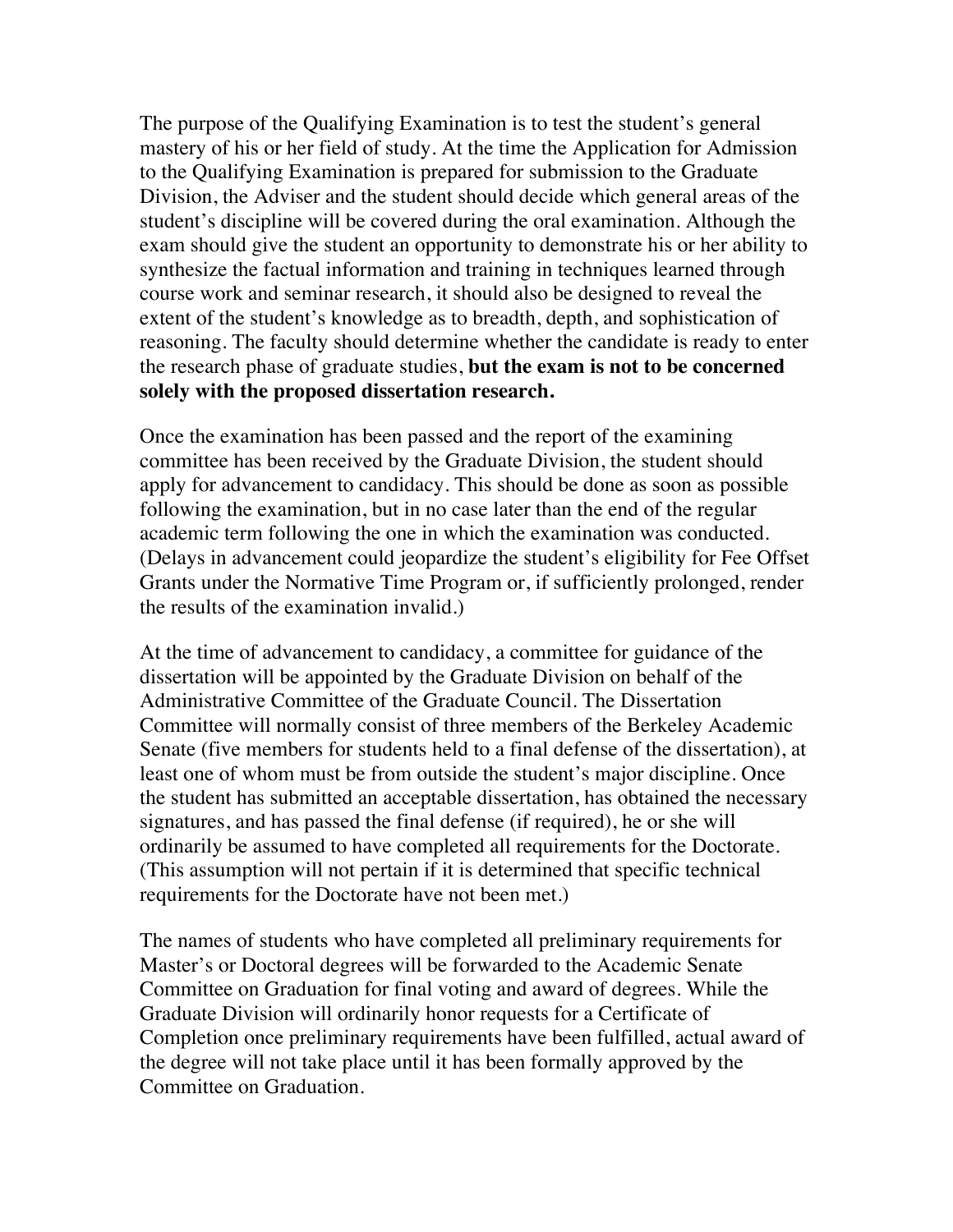The purpose of the Qualifying Examination is to test the student's general mastery of his or her field of study. At the time the Application for Admission to the Qualifying Examination is prepared for submission to the Graduate Division, the Adviser and the student should decide which general areas of the student's discipline will be covered during the oral examination. Although the exam should give the student an opportunity to demonstrate his or her ability to synthesize the factual information and training in techniques learned through course work and seminar research, it should also be designed to reveal the extent of the student's knowledge as to breadth, depth, and sophistication of reasoning. The faculty should determine whether the candidate is ready to enter the research phase of graduate studies, **but the exam is not to be concerned solely with the proposed dissertation research.**

Once the examination has been passed and the report of the examining committee has been received by the Graduate Division, the student should apply for advancement to candidacy. This should be done as soon as possible following the examination, but in no case later than the end of the regular academic term following the one in which the examination was conducted. (Delays in advancement could jeopardize the student's eligibility for Fee Offset Grants under the Normative Time Program or, if sufficiently prolonged, render the results of the examination invalid.)

At the time of advancement to candidacy, a committee for guidance of the dissertation will be appointed by the Graduate Division on behalf of the Administrative Committee of the Graduate Council. The Dissertation Committee will normally consist of three members of the Berkeley Academic Senate (five members for students held to a final defense of the dissertation), at least one of whom must be from outside the student's major discipline. Once the student has submitted an acceptable dissertation, has obtained the necessary signatures, and has passed the final defense (if required), he or she will ordinarily be assumed to have completed all requirements for the Doctorate. (This assumption will not pertain if it is determined that specific technical requirements for the Doctorate have not been met.)

The names of students who have completed all preliminary requirements for Master's or Doctoral degrees will be forwarded to the Academic Senate Committee on Graduation for final voting and award of degrees. While the Graduate Division will ordinarily honor requests for a Certificate of Completion once preliminary requirements have been fulfilled, actual award of the degree will not take place until it has been formally approved by the Committee on Graduation.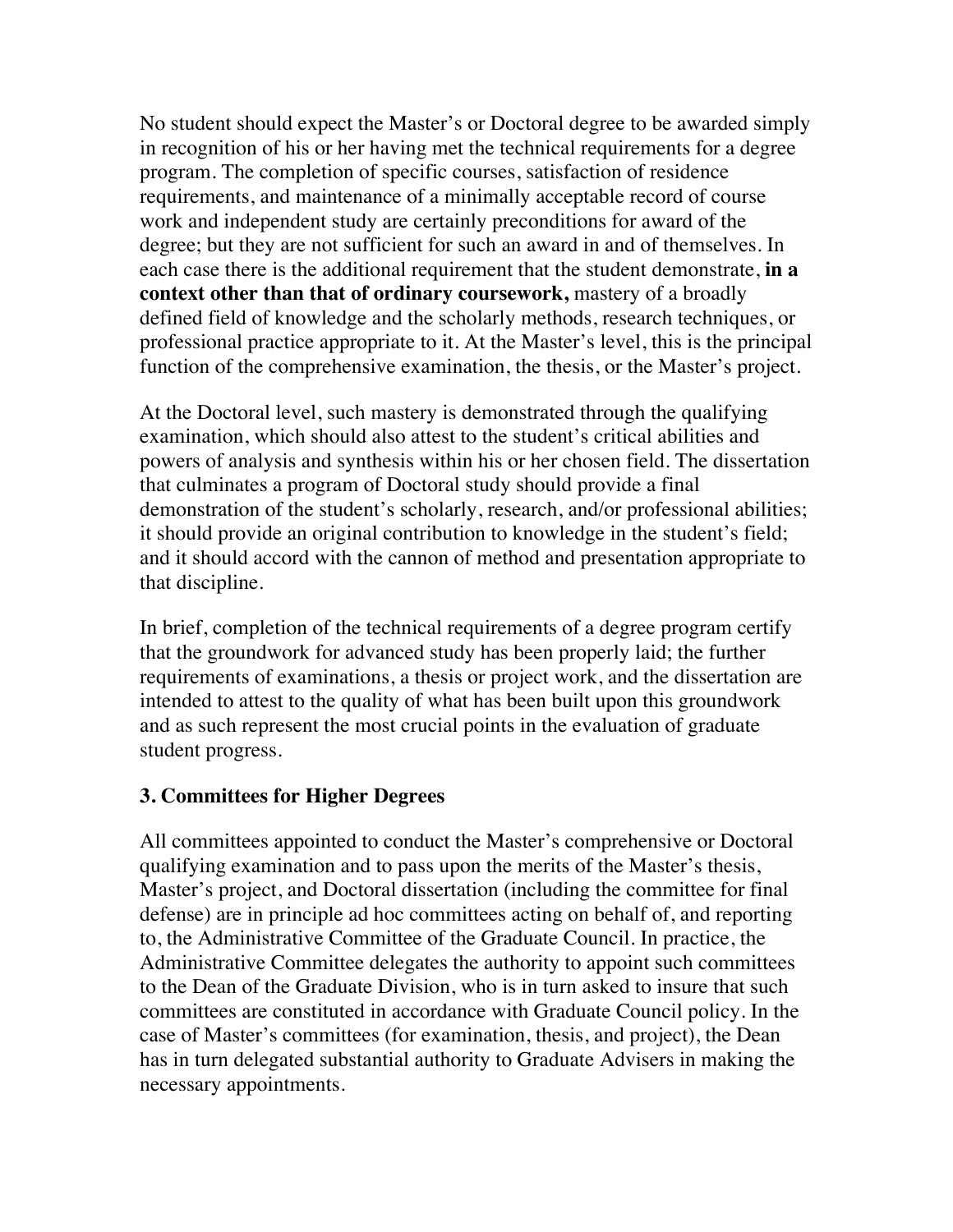No student should expect the Master's or Doctoral degree to be awarded simply in recognition of his or her having met the technical requirements for a degree program. The completion of specific courses, satisfaction of residence requirements, and maintenance of a minimally acceptable record of course work and independent study are certainly preconditions for award of the degree; but they are not sufficient for such an award in and of themselves. In each case there is the additional requirement that the student demonstrate, **in a context other than that of ordinary coursework,** mastery of a broadly defined field of knowledge and the scholarly methods, research techniques, or professional practice appropriate to it. At the Master's level, this is the principal function of the comprehensive examination, the thesis, or the Master's project.

At the Doctoral level, such mastery is demonstrated through the qualifying examination, which should also attest to the student's critical abilities and powers of analysis and synthesis within his or her chosen field. The dissertation that culminates a program of Doctoral study should provide a final demonstration of the student's scholarly, research, and/or professional abilities; it should provide an original contribution to knowledge in the student's field; and it should accord with the cannon of method and presentation appropriate to that discipline.

In brief, completion of the technical requirements of a degree program certify that the groundwork for advanced study has been properly laid; the further requirements of examinations, a thesis or project work, and the dissertation are intended to attest to the quality of what has been built upon this groundwork and as such represent the most crucial points in the evaluation of graduate student progress.

### 3. Committees for Higher Degrees

All committees appointed to conduct the Master's comprehensive or Doctoral qualifying examination and to pass upon the merits of the Master's thesis, Master's project, and Doctoral dissertation (including the committee for final defense) are in principle ad hoc committees acting on behalf of, and reporting to, the Administrative Committee of the Graduate Council. In practice, the Administrative Committee delegates the authority to appoint such committees to the Dean of the Graduate Division, who is in turn asked to insure that such committees are constituted in accordance with Graduate Council policy. In the case of Master's committees (for examination, thesis, and project), the Dean has in turn delegated substantial authority to Graduate Advisers in making the necessary appointments.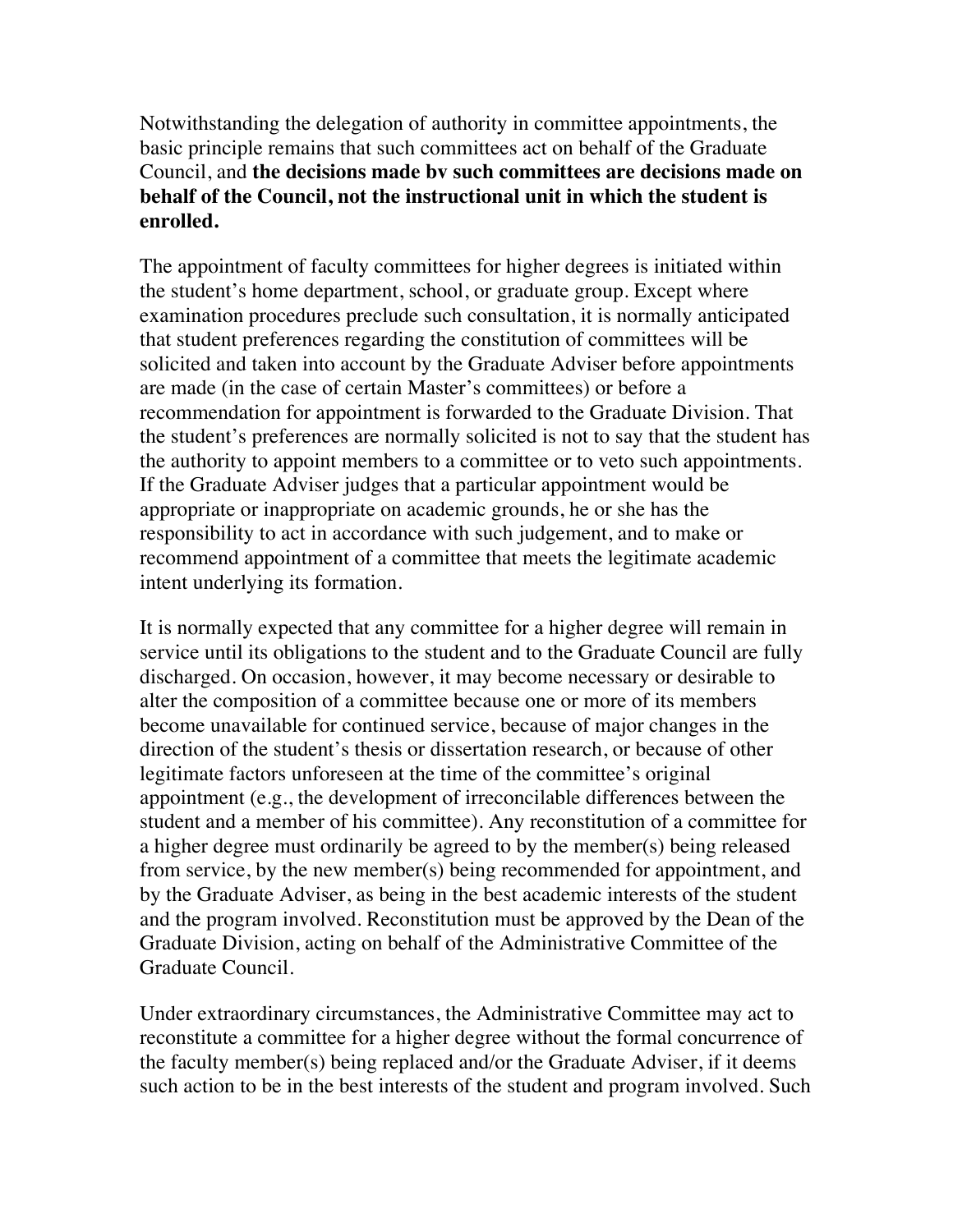Notwithstanding the delegation of authority in committee appointments, the basic principle remains that such committees act on behalf of the Graduate Council, and **the decisions made bv such committees are decisions made on behalf of the Council, not the instructional unit in which the student is enrolled.**

The appointment of faculty committees for higher degrees is initiated within the student's home department, school, or graduate group. Except where examination procedures preclude such consultation, it is normally anticipated that student preferences regarding the constitution of committees will be solicited and taken into account by the Graduate Adviser before appointments are made (in the case of certain Master's committees) or before a recommendation for appointment is forwarded to the Graduate Division. That the student's preferences are normally solicited is not to say that the student has the authority to appoint members to a committee or to veto such appointments. If the Graduate Adviser judges that a particular appointment would be appropriate or inappropriate on academic grounds, he or she has the responsibility to act in accordance with such judgement, and to make or recommend appointment of a committee that meets the legitimate academic intent underlying its formation.

It is normally expected that any committee for a higher degree will remain in service until its obligations to the student and to the Graduate Council are fully discharged. On occasion, however, it may become necessary or desirable to alter the composition of a committee because one or more of its members become unavailable for continued service, because of major changes in the direction of the student's thesis or dissertation research, or because of other legitimate factors unforeseen at the time of the committee's original appointment (e.g., the development of irreconcilable differences between the student and a member of his committee). Any reconstitution of a committee for a higher degree must ordinarily be agreed to by the member(s) being released from service, by the new member(s) being recommended for appointment, and by the Graduate Adviser, as being in the best academic interests of the student and the program involved. Reconstitution must be approved by the Dean of the Graduate Division, acting on behalf of the Administrative Committee of the Graduate Council.

Under extraordinary circumstances, the Administrative Committee may act to reconstitute a committee for a higher degree without the formal concurrence of the faculty member(s) being replaced and/or the Graduate Adviser, if it deems such action to be in the best interests of the student and program involved. Such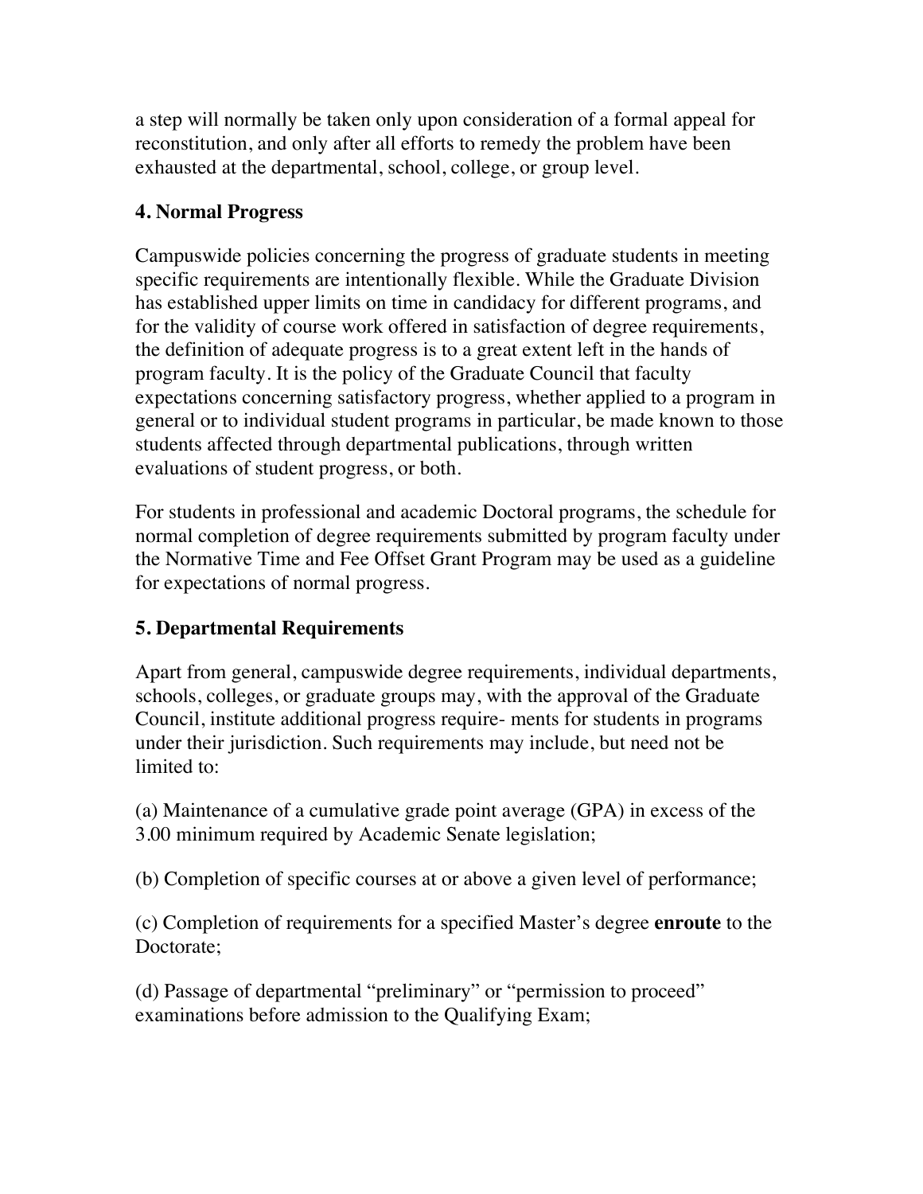a step will normally be taken only upon consideration of a formal appeal for reconstitution, and only after all efforts to remedy the problem have been exhausted at the departmental, school, college, or group level.

### 4. Normal Progress

Campuswide policies concerning the progress of graduate students in meeting specific requirements are intentionally flexible. While the Graduate Division has established upper limits on time in candidacy for different programs, and for the validity of course work offered in satisfaction of degree requirements, the definition of adequate progress is to a great extent left in the hands of program faculty. It is the policy of the Graduate Council that faculty expectations concerning satisfactory progress, whether applied to a program in general or to individual student programs in particular, be made known to those students affected through departmental publications, through written evaluations of student progress, or both.

For students in professional and academic Doctoral programs, the schedule for normal completion of degree requirements submitted by program faculty under the Normative Time and Fee Offset Grant Program may be used as a guideline for expectations of normal progress.

### 5. Departmental Requirements

Apart from general, campuswide degree requirements, individual departments, schools, colleges, or graduate groups may, with the approval of the Graduate Council, institute additional progress require- ments for students in programs under their jurisdiction. Such requirements may include, but need not be limited to:

(a) Maintenance of a cumulative grade point average (GPA) in excess of the 3.00 minimum required by Academic Senate legislation;

(b) Completion of specific courses at or above a given level of performance;

(c) Completion of requirements for a specified Master's degree **enroute** to the Doctorate;

(d) Passage of departmental "preliminary" or "permission to proceed" examinations before admission to the Qualifying Exam;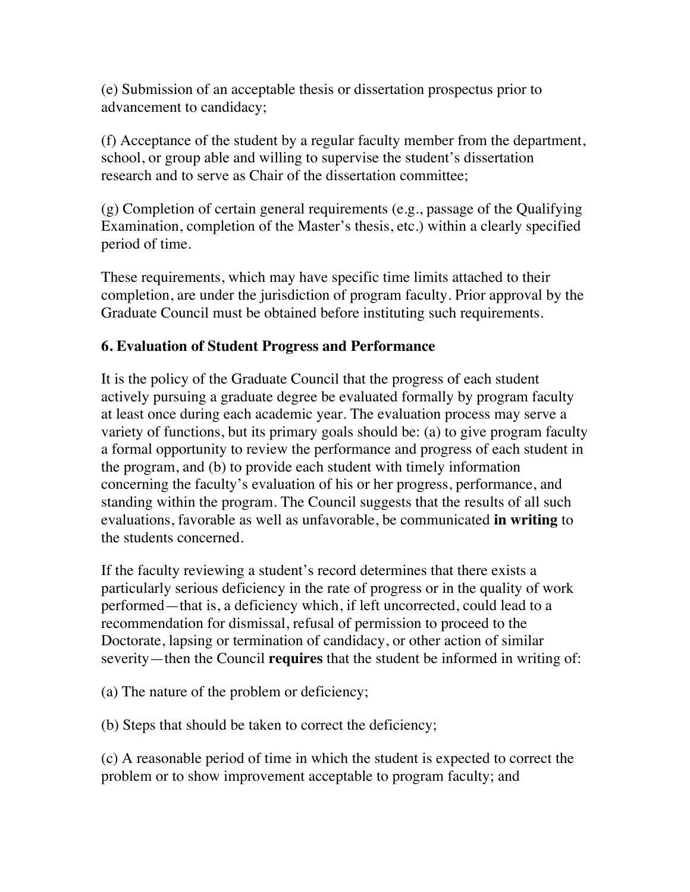(e) Submission of an acceptable thesis or dissertation prospectus prior to advancement to candidacy;

(f) Acceptance of the student by a regular faculty member from the department, school, or group able and willing to supervise the student's dissertation research and to serve as Chair of the dissertation committee;

(g) Completion of certain general requirements (e.g., passage of the Qualifying Examination, completion of the Master's thesis, etc.) within a clearly specified period of time.

These requirements, which may have specific time limits attached to their completion, are under the jurisdiction of program faculty. Prior approval by the Graduate Council must be obtained before instituting such requirements.

### 6. Evaluation of Student Progress and Performance

It is the policy of the Graduate Council that the progress of each student actively pursuing a graduate degree be evaluated formally by program faculty at least once during each academic year. The evaluation process may serve a variety of functions, but its primary goals should be: (a) to give program faculty a formal opportunity to review the performance and progress of each student in the program, and (b) to provide each student with timely information concerning the faculty's evaluation of his or her progress, performance, and standing within the program. The Council suggests that the results of all such evaluations, favorable as well as unfavorable, be communicated **in writing** to the students concerned.

If the faculty reviewing a student's record determines that there exists a particularly serious deficiency in the rate of progress or in the quality of work performed—that is, a deficiency which, if left uncorrected, could lead to a recommendation for dismissal, refusal of permission to proceed to the Doctorate, lapsing or termination of candidacy, or other action of similar severity—then the Council **requires** that the student be informed in writing of:

(a) The nature of the problem or deficiency;

(b) Steps that should be taken to correct the deficiency;

(c) A reasonable period of time in which the student is expected to correct the problem or to show improvement acceptable to program faculty; and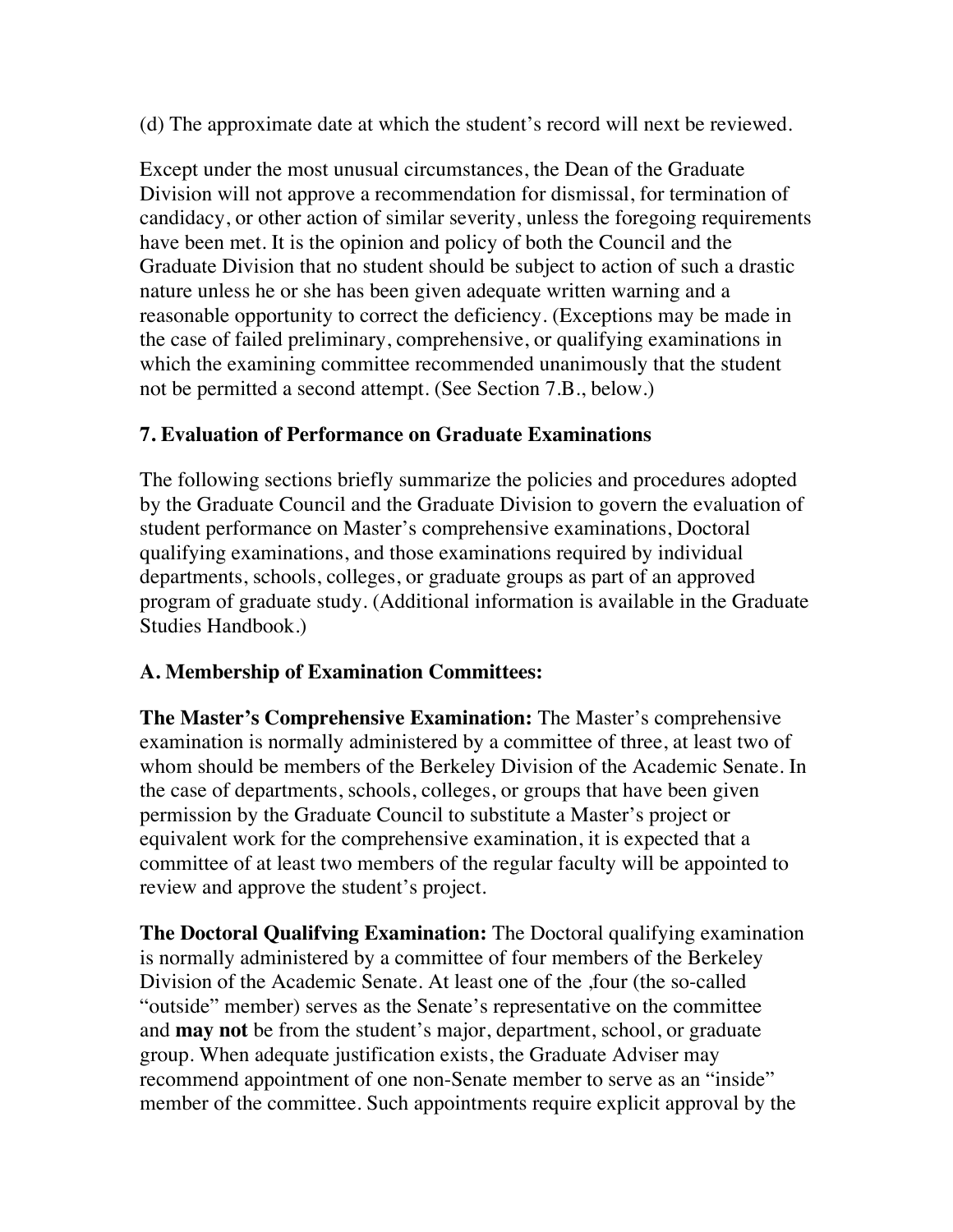(d) The approximate date at which the student's record will next be reviewed.

Except under the most unusual circumstances, the Dean of the Graduate Division will not approve a recommendation for dismissal, for termination of candidacy, or other action of similar severity, unless the foregoing requirements have been met. It is the opinion and policy of both the Council and the Graduate Division that no student should be subject to action of such a drastic nature unless he or she has been given adequate written warning and a reasonable opportunity to correct the deficiency. (Exceptions may be made in the case of failed preliminary, comprehensive, or qualifying examinations in which the examining committee recommended unanimously that the student not be permitted a second attempt. (See Section 7.B., below.)

## 7. Evaluation of Performance on Graduate Examinations

The following sections briefly summarize the policies and procedures adopted by the Graduate Council and the Graduate Division to govern the evaluation of student performance on Master's comprehensive examinations, Doctoral qualifying examinations, and those examinations required by individual departments, schools, colleges, or graduate groups as part of an approved program of graduate study. (Additional information is available in the Graduate Studies Handbook.)

### A. Membership of Examination Committees:

**The Master's Comprehensive Examination:** The Master's comprehensive examination is normally administered by a committee of three, at least two of whom should be members of the Berkeley Division of the Academic Senate. In the case of departments, schools, colleges, or groups that have been given permission by the Graduate Council to substitute a Master's project or equivalent work for the comprehensive examination, it is expected that a committee of at least two members of the regular faculty will be appointed to review and approve the student's project.

**The Doctoral Qualifying Examination:** The Doctoral qualifying examination is normally administered by a committee of four members of the Berkeley Division of the Academic Senate. At least one of the ,four (the so-called "outside" member) serves as the Senate's representative on the committee and **may not** be from the student's major, department, school, or graduate group. When adequate justification exists, the Graduate Adviser may recommend appointment of one non-Senate member to serve as an "inside" member of the committee. Such appointments require explicit approval by the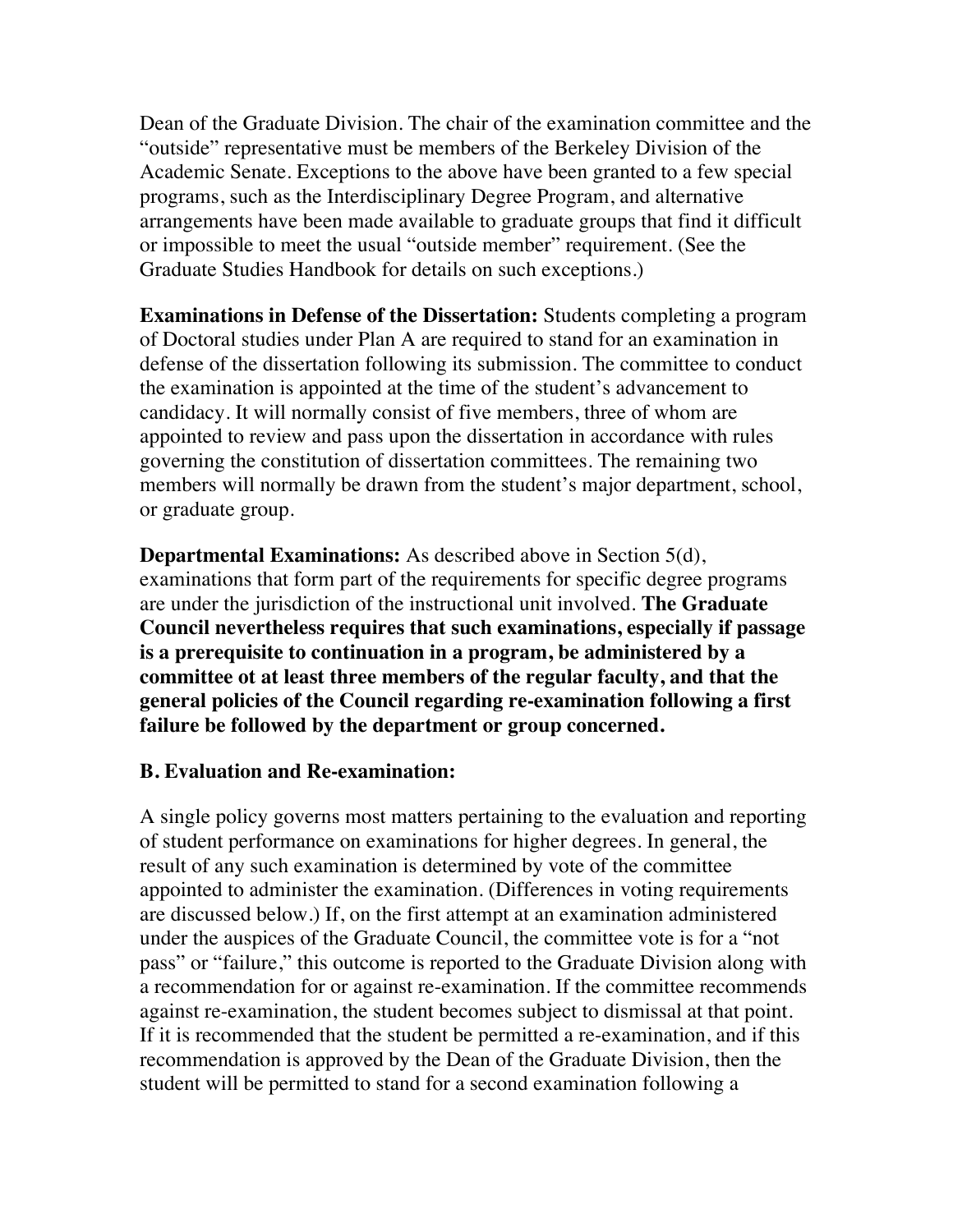Dean of the Graduate Division. The chair of the examination committee and the "outside" representative must be members of the Berkeley Division of the Academic Senate. Exceptions to the above have been granted to a few special programs, such as the Interdisciplinary Degree Program, and alternative arrangements have been made available to graduate groups that find it difficult or impossible to meet the usual "outside member" requirement. (See the Graduate Studies Handbook for details on such exceptions.)

**Examinations in Defense of the Dissertation:** Students completing a program of Doctoral studies under Plan A are required to stand for an examination in defense of the dissertation following its submission. The committee to conduct the examination is appointed at the time of the student's advancement to candidacy. It will normally consist of five members, three of whom are appointed to review and pass upon the dissertation in accordance with rules governing the constitution of dissertation committees. The remaining two members will normally be drawn from the student's major department, school, or graduate group.

**Departmental Examinations:** As described above in Section 5(d), examinations that form part of the requirements for specific degree programs are under the jurisdiction of the instructional unit involved. **The Graduate Council nevertheless requires that such examinations, especially if passage is a prerequisite to continuation in a program, be administered by a committee ot at least three members of the regular faculty, and that the general policies of the Council regarding re-examination following a first failure be followed by the department or group concerned.**

**B. Evaluation and Re-examination:**

A single policy governs most matters pertaining to the evaluation and reporting of student performance on examinations for higher degrees. In general, the result of any such examination is determined by vote of the committee appointed to administer the examination. (Differences in voting requirements are discussed below.) If, on the first attempt at an examination administered under the auspices of the Graduate Council, the committee vote is for a "not pass" or "failure," this outcome is reported to the Graduate Division along with a recommendation for or against re-examination. If the committee recommends against re-examination, the student becomes subject to dismissal at that point. If it is recommended that the student be permitted a re-examination, and if this recommendation is approved by the Dean of the Graduate Division, then the student will be permitted to stand for a second examination following a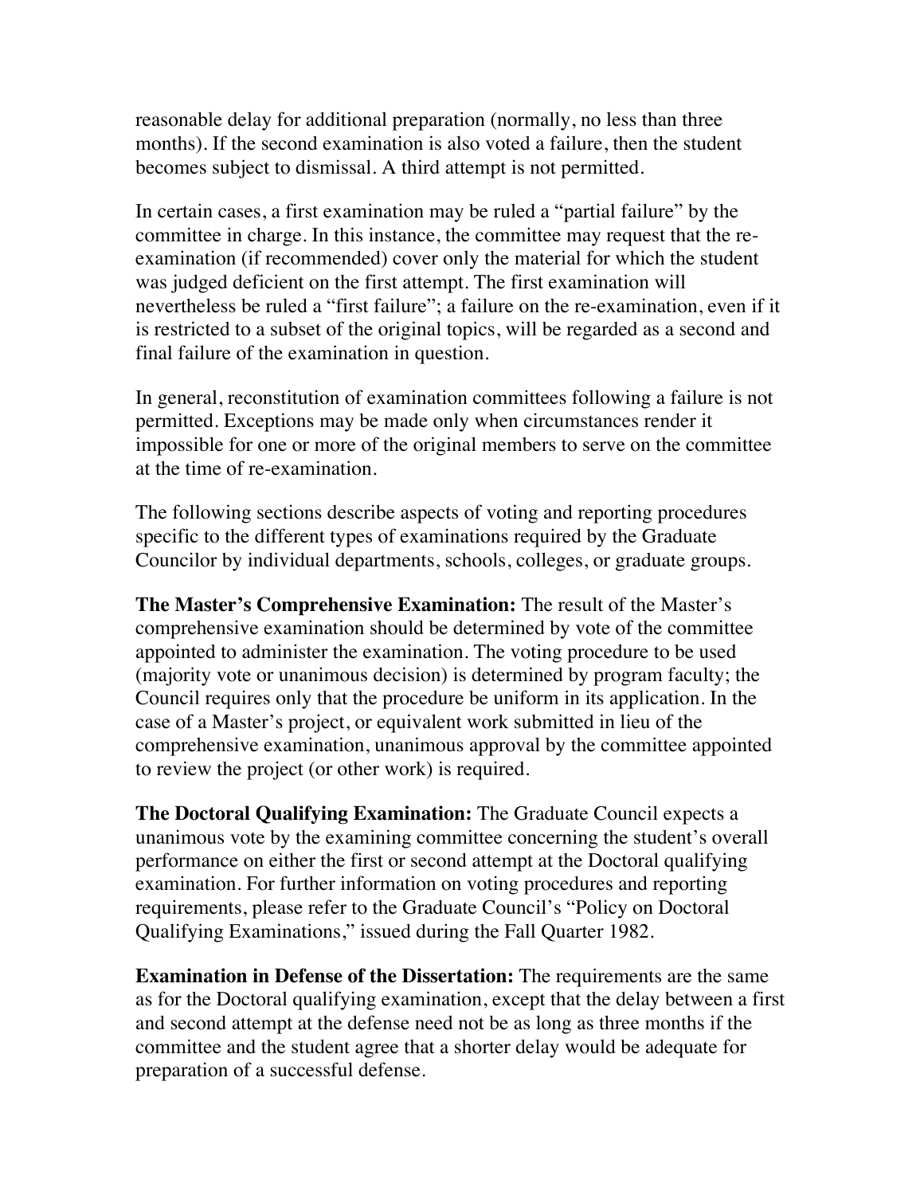reasonable delay for additional preparation (normally, no less than three months). If the second examination is also voted a failure, then the student becomes subject to dismissal. A third attempt is not permitted.

In certain cases, a first examination may be ruled a "partial failure" by the committee in charge. In this instance, the committee may request that the re-examination (if recommended) cover only the material for which the student was judged deficient on the first attempt. The first examination will nevertheless be ruled a "first failure"; a failure on the re-examination, even if it is restricted to a subset of the original topics, will be regarded as a second and final failure of the examination in question.

In general, reconstitution of examination committees following a failure is not permitted. Exceptions may be made only when circumstances render it impossible for one or more of the original members to serve on the committee at the time of re-examination.

The following sections describe aspects of voting and reporting procedures specific to the different types of examinations required by the Graduate Councilor by individual departments, schools, colleges, or graduate groups.

**The Master's Comprehensive Examination:** The result of the Master's comprehensive examination should be determined by vote of the committee appointed to administer the examination. The voting procedure to be used (majority vote or unanimous decision) is determined by program faculty; the Council requires only that the procedure be uniform in its application. In the case of a Master's project, or equivalent work submitted in lieu of the comprehensive examination, unanimous approval by the committee appointed to review the project (or other work) is required.

**The Doctoral Qualifying Examination:** The Graduate Council expects a unanimous vote by the examining committee concerning the student's overall performance on either the first or second attempt at the Doctoral qualifying examination. For further information on voting procedures and reporting requirements, please refer to the Graduate Council's "Policy on Doctoral Qualifying Examinations," issued during the Fall Quarter 1982.

**Examination in Defense of the Dissertation:** The requirements are the same as for the Doctoral qualifying examination, except that the delay between a first and second attempt at the defense need not be as long as three months if the committee and the student agree that a shorter delay would be adequate for preparation of a successful defense.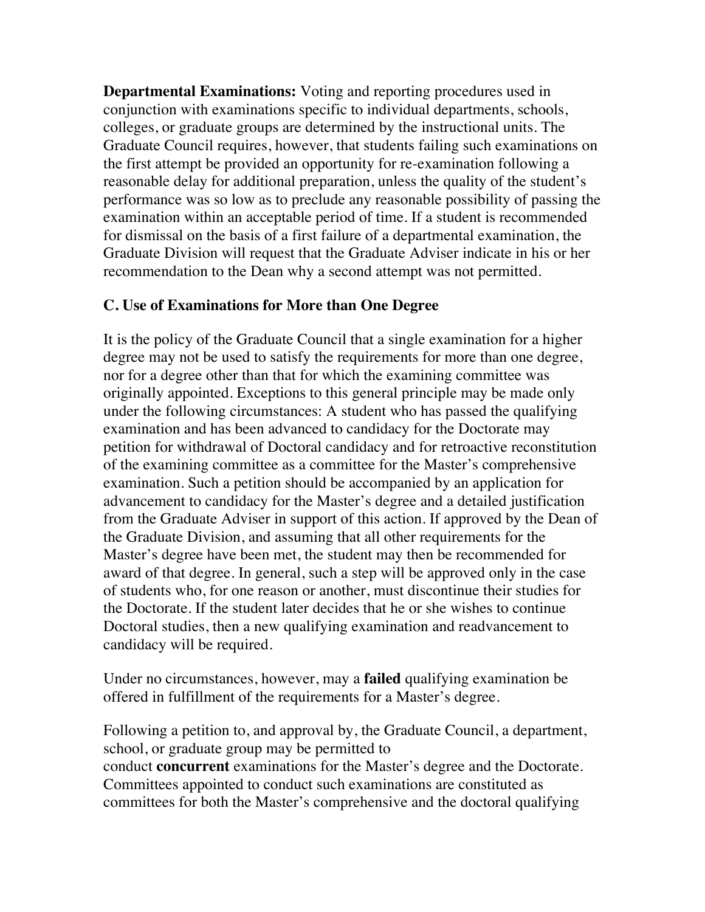**Departmental Examinations:** Voting and reporting procedures used in conjunction with examinations specific to individual departments, schools, colleges, or graduate groups are determined by the instructional units. The Graduate Council requires, however, that students failing such examinations on the first attempt be provided an opportunity for re-examination following a reasonable delay for additional preparation, unless the quality of the student's performance was so low as to preclude any reasonable possibility of passing the examination within an acceptable period of time. If a student is recommended for dismissal on the basis of a first failure of a departmental examination, the Graduate Division will request that the Graduate Adviser indicate in his or her recommendation to the Dean why a second attempt was not permitted.

### C. Use of Examinations for More than One Degree

It is the policy of the Graduate Council that a single examination for a higher degree may not be used to satisfy the requirements for more than one degree, nor for a degree other than that for which the examining committee was originally appointed. Exceptions to this general principle may be made only under the following circumstances: A student who has passed the qualifying examination and has been advanced to candidacy for the Doctorate may petition for withdrawal of Doctoral candidacy and for retroactive reconstitution of the examining committee as a committee for the Master's comprehensive examination. Such a petition should be accompanied by an application for advancement to candidacy for the Master's degree and a detailed justification from the Graduate Adviser in support of this action. If approved by the Dean of the Graduate Division, and assuming that all other requirements for the Master's degree have been met, the student may then be recommended for award of that degree. In general, such a step will be approved only in the case of students who, for one reason or another, must discontinue their studies for the Doctorate. If the student later decides that he or she wishes to continue Doctoral studies, then a new qualifying examination and readvancement to candidacy will be required.

Under no circumstances, however, may a **failed** qualifying examination be offered in fulfillment of the requirements for a Master's degree.

Following a petition to, and approval by, the Graduate Council, a department, school, or graduate group may be permitted to conduct **concurrent** examinations for the Master's degree and the Doctorate. Committees appointed to conduct such examinations are constituted as committees for both the Master's comprehensive and the doctoral qualifying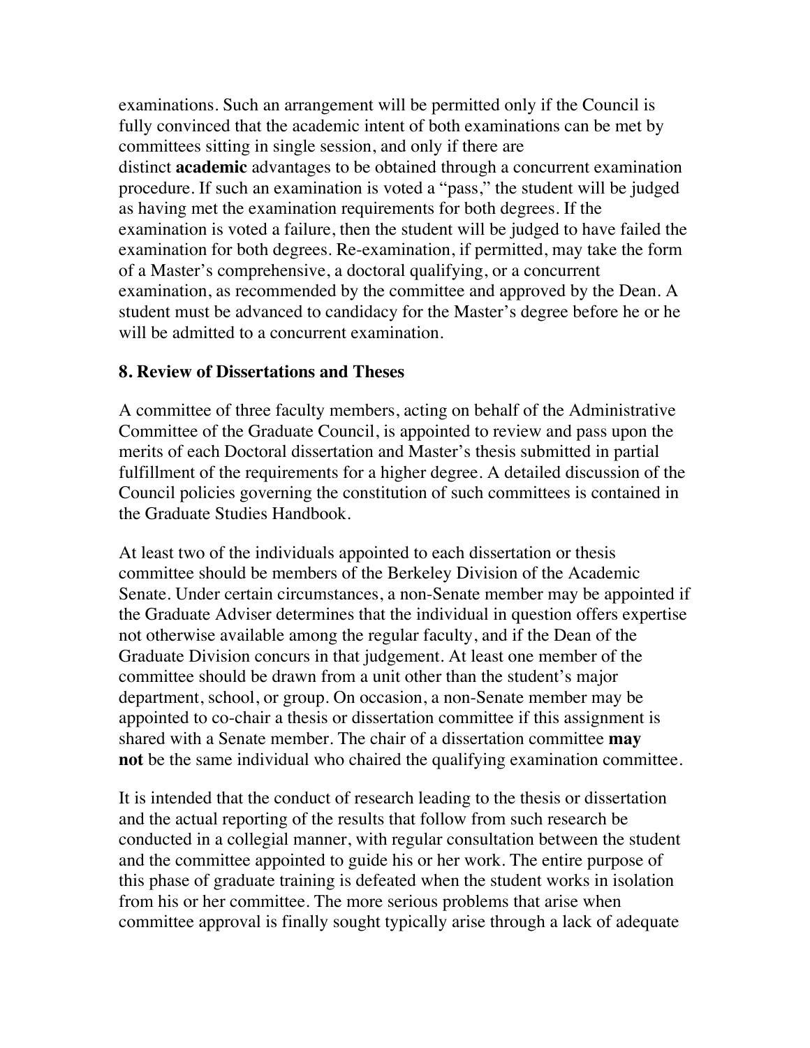examinations. Such an arrangement will be permitted only if the Council is fully convinced that the academic intent of both examinations can be met by committees sitting in single session, and only if there are distinct **academic** advantages to be obtained through a concurrent examination procedure. If such an examination is voted a "pass," the student will be judged as having met the examination requirements for both degrees. If the examination is voted a failure, then the student will be judged to have failed the examination for both degrees. Re-examination, if permitted, may take the form of a Master's comprehensive, a doctoral qualifying, or a concurrent examination, as recommended by the committee and approved by the Dean. A student must be advanced to candidacy for the Master's degree before he or he will be admitted to a concurrent examination.

**8. Review of Dissertations and Theses**

A committee of three faculty members, acting on behalf of the Administrative Committee of the Graduate Council, is appointed to review and pass upon the merits of each Doctoral dissertation and Master's thesis submitted in partial fulfillment of the requirements for a higher degree. A detailed discussion of the Council policies governing the constitution of such committees is contained in the Graduate Studies Handbook.

At least two of the individuals appointed to each dissertation or thesis committee should be members of the Berkeley Division of the Academic Senate. Under certain circumstances, a non-Senate member may be appointed if the Graduate Adviser determines that the individual in question offers expertise not otherwise available among the regular faculty, and if the Dean of the Graduate Division concurs in that judgement. At least one member of the committee should be drawn from a unit other than the student's major department, school, or group. On occasion, a non-Senate member may be appointed to co-chair a thesis or dissertation committee if this assignment is shared with a Senate member. The chair of a dissertation committee **may not** be the same individual who chaired the qualifying examination committee.

It is intended that the conduct of research leading to the thesis or dissertation and the actual reporting of the results that follow from such research be conducted in a collegial manner, with regular consultation between the student and the committee appointed to guide his or her work. The entire purpose of this phase of graduate training is defeated when the student works in isolation from his or her committee. The more serious problems that arise when committee approval is finally sought typically arise through a lack of adequate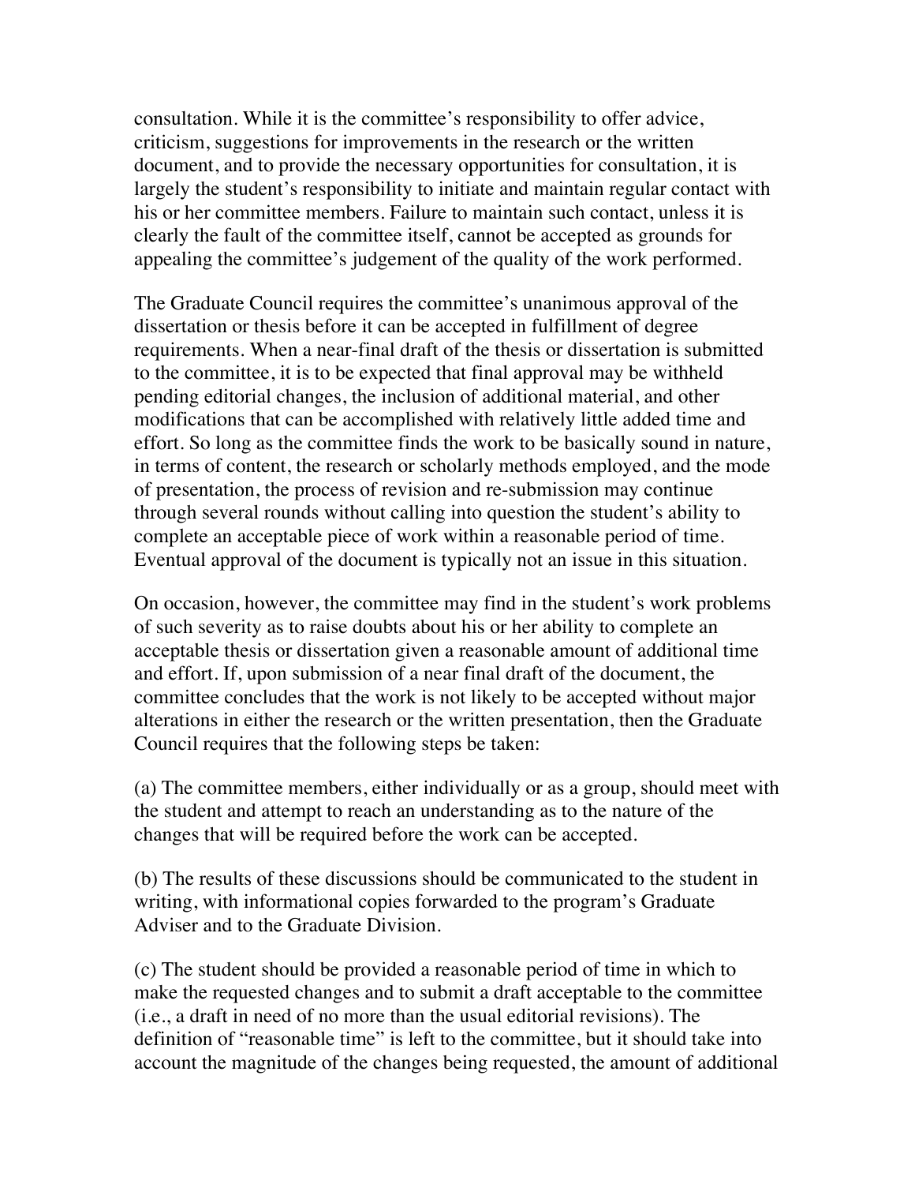consultation. While it is the committee's responsibility to offer advice, criticism, suggestions for improvements in the research or the written document, and to provide the necessary opportunities for consultation, it is largely the student's responsibility to initiate and maintain regular contact with his or her committee members. Failure to maintain such contact, unless it is clearly the fault of the committee itself, cannot be accepted as grounds for appealing the committee's judgement of the quality of the work performed.

The Graduate Council requires the committee's unanimous approval of the dissertation or thesis before it can be accepted in fulfillment of degree requirements. When a near-final draft of the thesis or dissertation is submitted to the committee, it is to be expected that final approval may be withheld pending editorial changes, the inclusion of additional material, and other modifications that can be accomplished with relatively little added time and effort. So long as the committee finds the work to be basically sound in nature, in terms of content, the research or scholarly methods employed, and the mode of presentation, the process of revision and re-submission may continue through several rounds without calling into question the student's ability to complete an acceptable piece of work within a reasonable period of time. Eventual approval of the document is typically not an issue in this situation.

On occasion, however, the committee may find in the student's work problems of such severity as to raise doubts about his or her ability to complete an acceptable thesis or dissertation given a reasonable amount of additional time and effort. If, upon submission of a near final draft of the document, the committee concludes that the work is not likely to be accepted without major alterations in either the research or the written presentation, then the Graduate Council requires that the following steps be taken:

(a) The committee members, either individually or as a group, should meet with the student and attempt to reach an understanding as to the nature of the changes that will be required before the work can be accepted.

(b) The results of these discussions should be communicated to the student in writing, with informational copies forwarded to the program's Graduate Adviser and to the Graduate Division.

(c) The student should be provided a reasonable period of time in which to make the requested changes and to submit a draft acceptable to the committee (i.e., a draft in need of no more than the usual editorial revisions). The definition of "reasonable time" is left to the committee, but it should take into account the magnitude of the changes being requested, the amount of additional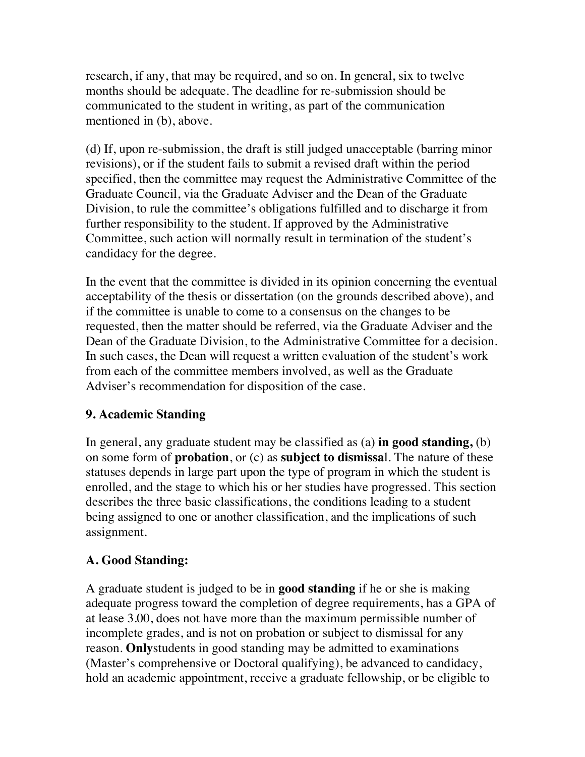research, if any, that may be required, and so on. In general, six to twelve months should be adequate. The deadline for re-submission should be communicated to the student in writing, as part of the communication mentioned in (b), above.

(d) If, upon re-submission, the draft is still judged unacceptable (barring minor revisions), or if the student fails to submit a revised draft within the period specified, then the committee may request the Administrative Committee of the Graduate Council, via the Graduate Adviser and the Dean of the Graduate Division, to rule the committee's obligations fulfilled and to discharge it from further responsibility to the student. If approved by the Administrative Committee, such action will normally result in termination of the student's candidacy for the degree.

In the event that the committee is divided in its opinion concerning the eventual acceptability of the thesis or dissertation (on the grounds described above), and if the committee is unable to come to a consensus on the changes to be requested, then the matter should be referred, via the Graduate Adviser and the Dean of the Graduate Division, to the Administrative Committee for a decision. In such cases, the Dean will request a written evaluation of the student's work from each of the committee members involved, as well as the Graduate Adviser's recommendation for disposition of the case.

### 9. Academic Standing

In general, any graduate student may be classified as (a) **in good standing,** (b) on some form of **probation**, or (c) as **subject to dismissa**l. The nature of these statuses depends in large part upon the type of program in which the student is enrolled, and the stage to which his or her studies have progressed. This section describes the three basic classifications, the conditions leading to a student being assigned to one or another classification, and the implications of such assignment.

#### A. Good Standing:

A graduate student is judged to be in **good standing** if he or she is making adequate progress toward the completion of degree requirements, has a GPA of at lease 3.00, does not have more than the maximum permissible number of incomplete grades, and is not on probation or subject to dismissal for any reason. **Only**students in good standing may be admitted to examinations (Master's comprehensive or Doctoral qualifying), be advanced to candidacy, hold an academic appointment, receive a graduate fellowship, or be eligible to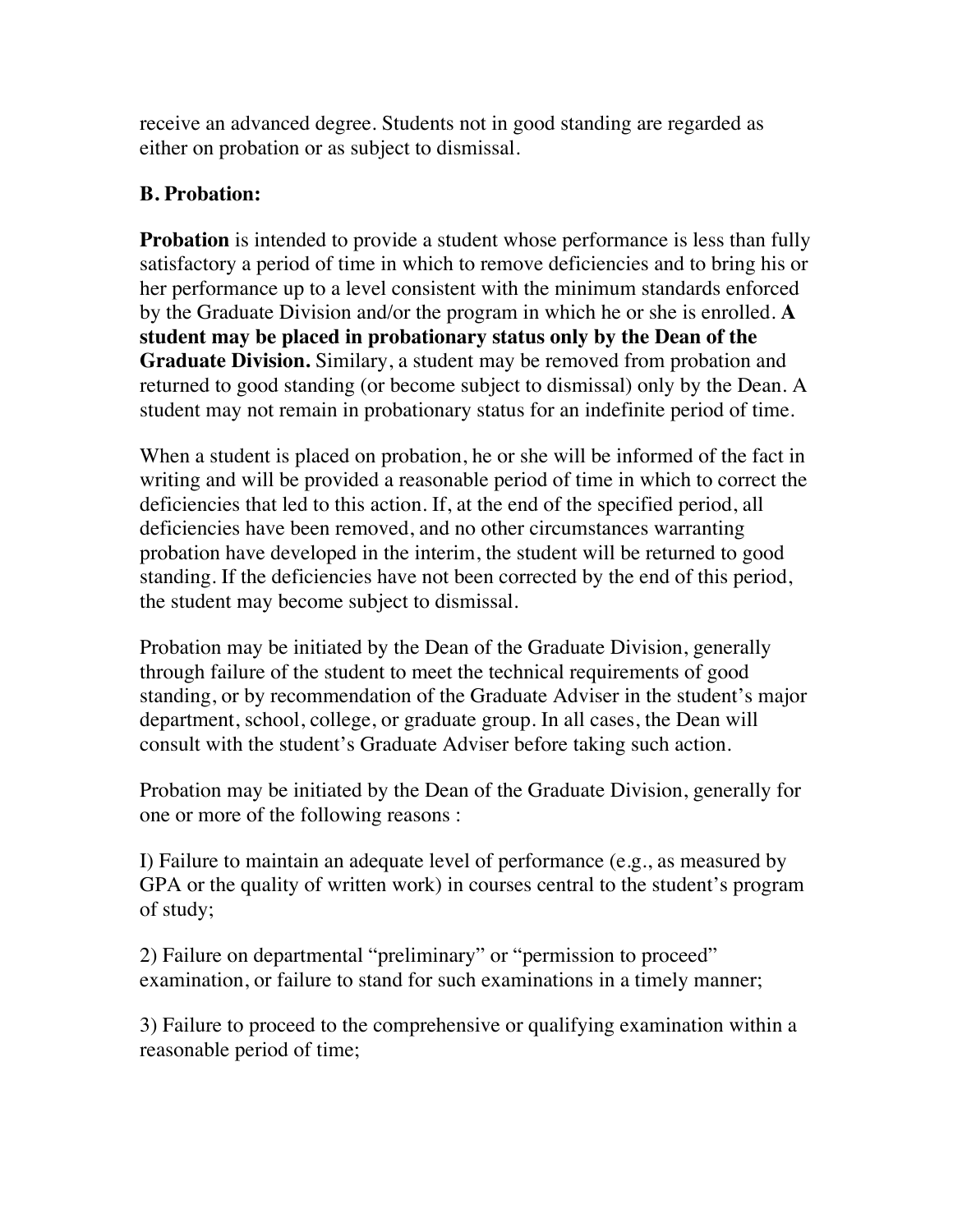receive an advanced degree. Students not in good standing are regarded as either on probation or as subject to dismissal.

**B. Probation:**

**Probation** is intended to provide a student whose performance is less than fully satisfactory a period of time in which to remove deficiencies and to bring his or her performance up to a level consistent with the minimum standards enforced by the Graduate Division and/or the program in which he or she is enrolled. **A student may be placed in probationary status only by the Dean of the Graduate Division.** Similary, a student may be removed from probation and returned to good standing (or become subject to dismissal) only by the Dean. A student may not remain in probationary status for an indefinite period of time.

When a student is placed on probation, he or she will be informed of the fact in writing and will be provided a reasonable period of time in which to correct the deficiencies that led to this action. If, at the end of the specified period, all deficiencies have been removed, and no other circumstances warranting probation have developed in the interim, the student will be returned to good standing. If the deficiencies have not been corrected by the end of this period, the student may become subject to dismissal.

Probation may be initiated by the Dean of the Graduate Division, generally through failure of the student to meet the technical requirements of good standing, or by recommendation of the Graduate Adviser in the student's major department, school, college, or graduate group. In all cases, the Dean will consult with the student's Graduate Adviser before taking such action.

Probation may be initiated by the Dean of the Graduate Division, generally for one or more of the following reasons :

I) Failure to maintain an adequate level of performance (e.g., as measured by GPA or the quality of written work) in courses central to the student's program of study;

2) Failure on departmental "preliminary" or "permission to proceed" examination, or failure to stand for such examinations in a timely manner;

3) Failure to proceed to the comprehensive or qualifying examination within a reasonable period of time;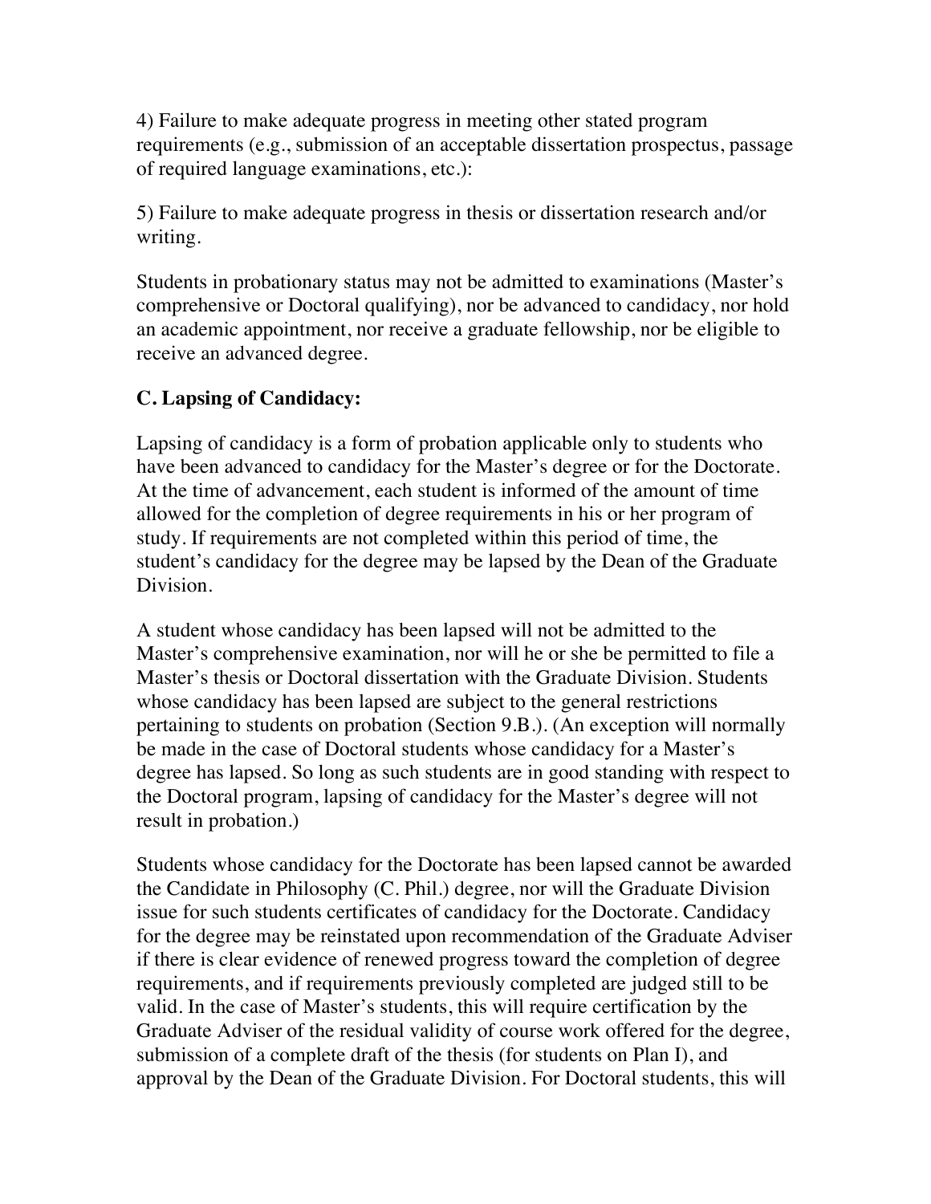4) Failure to make adequate progress in meeting other stated program requirements (e.g., submission of an acceptable dissertation prospectus, passage of required language examinations, etc.):

5) Failure to make adequate progress in thesis or dissertation research and/or writing.

Students in probationary status may not be admitted to examinations (Master's comprehensive or Doctoral qualifying), nor be advanced to candidacy, nor hold an academic appointment, nor receive a graduate fellowship, nor be eligible to receive an advanced degree.

### C. Lapsing of Candidacy:

Lapsing of candidacy is a form of probation applicable only to students who have been advanced to candidacy for the Master's degree or for the Doctorate. At the time of advancement, each student is informed of the amount of time allowed for the completion of degree requirements in his or her program of study. If requirements are not completed within this period of time, the student's candidacy for the degree may be lapsed by the Dean of the Graduate Division.

A student whose candidacy has been lapsed will not be admitted to the Master's comprehensive examination, nor will he or she be permitted to file a Master's thesis or Doctoral dissertation with the Graduate Division. Students whose candidacy has been lapsed are subject to the general restrictions pertaining to students on probation (Section 9.B.). (An exception will normally be made in the case of Doctoral students whose candidacy for a Master's degree has lapsed. So long as such students are in good standing with respect to the Doctoral program, lapsing of candidacy for the Master's degree will not result in probation.)

Students whose candidacy for the Doctorate has been lapsed cannot be awarded the Candidate in Philosophy (C. Phil.) degree, nor will the Graduate Division issue for such students certificates of candidacy for the Doctorate. Candidacy for the degree may be reinstated upon recommendation of the Graduate Adviser if there is clear evidence of renewed progress toward the completion of degree requirements, and if requirements previously completed are judged still to be valid. In the case of Master's students, this will require certification by the Graduate Adviser of the residual validity of course work offered for the degree, submission of a complete draft of the thesis (for students on Plan I), and approval by the Dean of the Graduate Division. For Doctoral students, this will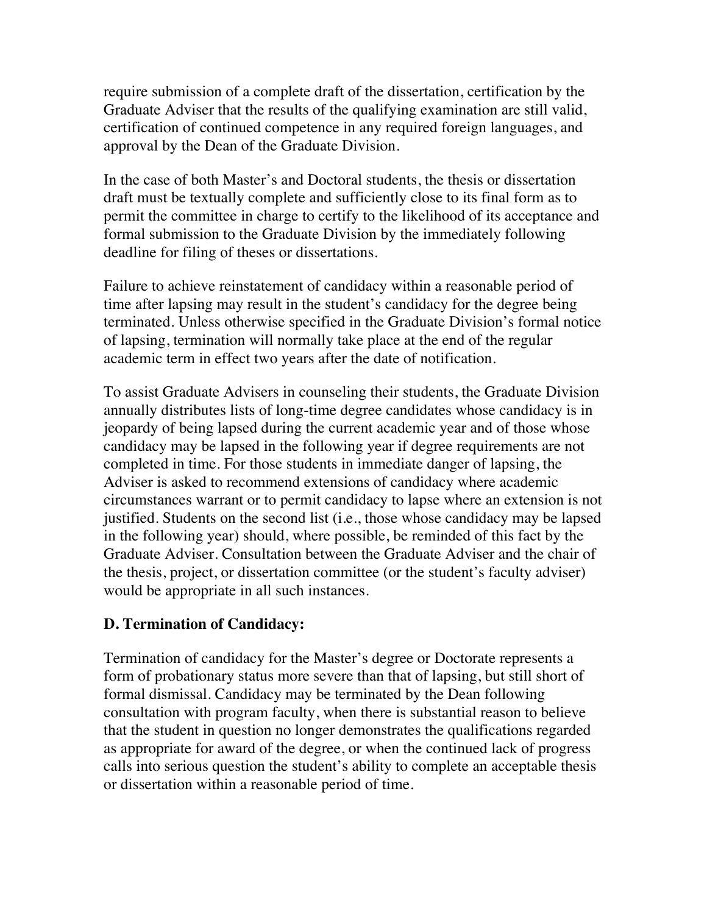require submission of a complete draft of the dissertation, certification by the Graduate Adviser that the results of the qualifying examination are still valid, certification of continued competence in any required foreign languages, and approval by the Dean of the Graduate Division.

In the case of both Master's and Doctoral students, the thesis or dissertation draft must be textually complete and sufficiently close to its final form as to permit the committee in charge to certify to the likelihood of its acceptance and formal submission to the Graduate Division by the immediately following deadline for filing of theses or dissertations.

Failure to achieve reinstatement of candidacy within a reasonable period of time after lapsing may result in the student's candidacy for the degree being terminated. Unless otherwise specified in the Graduate Division's formal notice of lapsing, termination will normally take place at the end of the regular academic term in effect two years after the date of notification.

To assist Graduate Advisers in counseling their students, the Graduate Division annually distributes lists of long-time degree candidates whose candidacy is in jeopardy of being lapsed during the current academic year and of those whose candidacy may be lapsed in the following year if degree requirements are not completed in time. For those students in immediate danger of lapsing, the Adviser is asked to recommend extensions of candidacy where academic circumstances warrant or to permit candidacy to lapse where an extension is not justified. Students on the second list (i.e., those whose candidacy may be lapsed in the following year) should, where possible, be reminded of this fact by the Graduate Adviser. Consultation between the Graduate Adviser and the chair of the thesis, project, or dissertation committee (or the student's faculty adviser) would be appropriate in all such instances.

**D. Termination of Candidacy:**

Termination of candidacy for the Master's degree or Doctorate represents a form of probationary status more severe than that of lapsing, but still short of formal dismissal. Candidacy may be terminated by the Dean following consultation with program faculty, when there is substantial reason to believe that the student in question no longer demonstrates the qualifications regarded as appropriate for award of the degree, or when the continued lack of progress calls into serious question the student's ability to complete an acceptable thesis or dissertation within a reasonable period of time.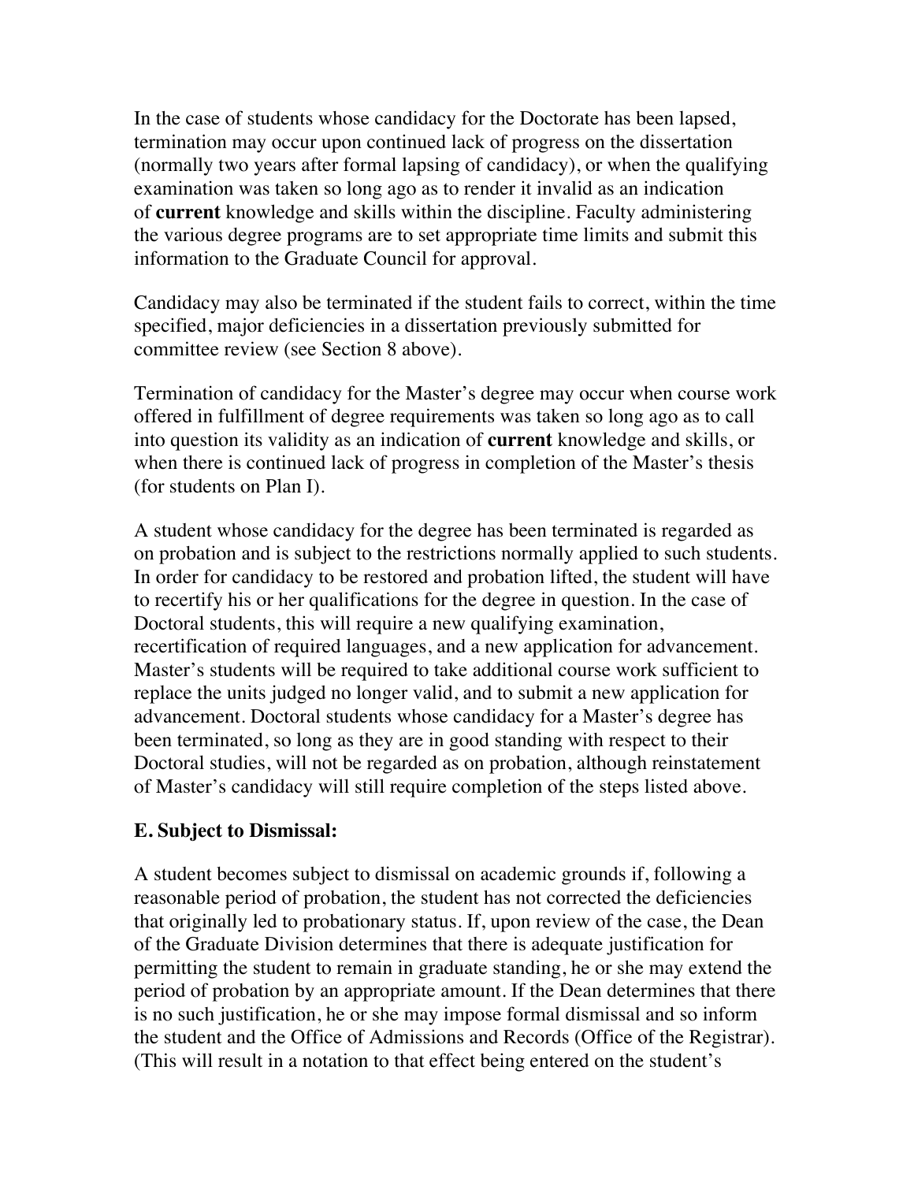In the case of students whose candidacy for the Doctorate has been lapsed, termination may occur upon continued lack of progress on the dissertation (normally two years after formal lapsing of candidacy), or when the qualifying examination was taken so long ago as to render it invalid as an indication of **current** knowledge and skills within the discipline. Faculty administering the various degree programs are to set appropriate time limits and submit this information to the Graduate Council for approval.

Candidacy may also be terminated if the student fails to correct, within the time specified, major deficiencies in a dissertation previously submitted for committee review (see Section 8 above).

Termination of candidacy for the Master's degree may occur when course work offered in fulfillment of degree requirements was taken so long ago as to call into question its validity as an indication of **current** knowledge and skills, or when there is continued lack of progress in completion of the Master's thesis (for students on Plan I).

A student whose candidacy for the degree has been terminated is regarded as on probation and is subject to the restrictions normally applied to such students. In order for candidacy to be restored and probation lifted, the student will have to recertify his or her qualifications for the degree in question. In the case of Doctoral students, this will require a new qualifying examination, recertification of required languages, and a new application for advancement. Master's students will be required to take additional course work sufficient to replace the units judged no longer valid, and to submit a new application for advancement. Doctoral students whose candidacy for a Master's degree has been terminated, so long as they are in good standing with respect to their Doctoral studies, will not be regarded as on probation, although reinstatement of Master's candidacy will still require completion of the steps listed above.

### E. Subject to Dismissal:

A student becomes subject to dismissal on academic grounds if, following a reasonable period of probation, the student has not corrected the deficiencies that originally led to probationary status. If, upon review of the case, the Dean of the Graduate Division determines that there is adequate justification for permitting the student to remain in graduate standing, he or she may extend the period of probation by an appropriate amount. If the Dean determines that there is no such justification, he or she may impose formal dismissal and so inform the student and the Office of Admissions and Records (Office of the Registrar). (This will result in a notation to that effect being entered on the student's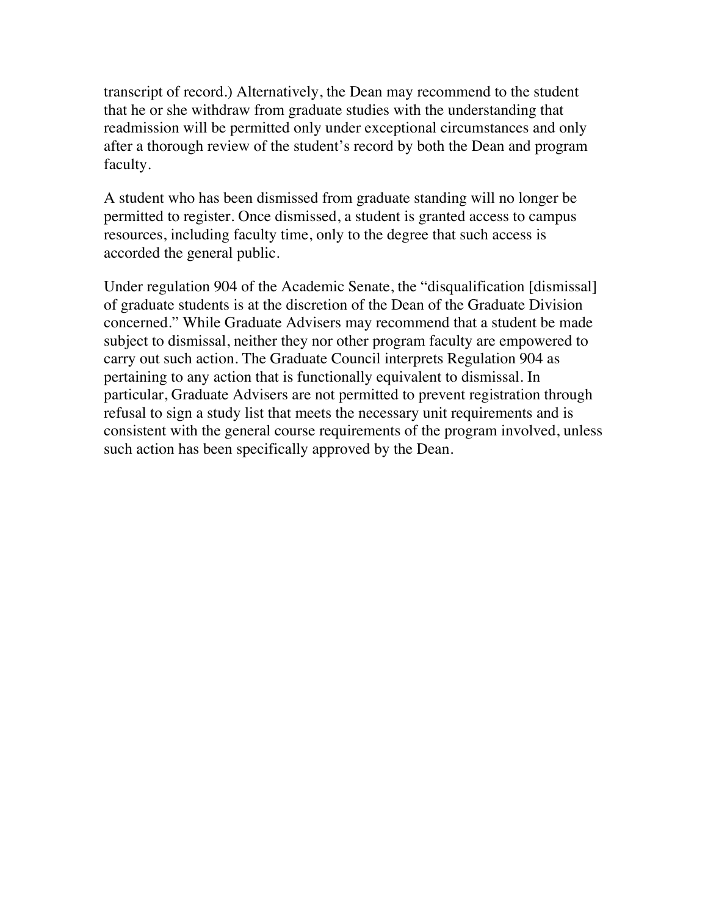transcript of record.) Alternatively, the Dean may recommend to the student that he or she withdraw from graduate studies with the understanding that readmission will be permitted only under exceptional circumstances and only after a thorough review of the student's record by both the Dean and program faculty.

A student who has been dismissed from graduate standing will no longer be permitted to register. Once dismissed, a student is granted access to campus resources, including faculty time, only to the degree that such access is accorded the general public.

Under regulation 904 of the Academic Senate, the "disqualification [dismissal] of graduate students is at the discretion of the Dean of the Graduate Division concerned." While Graduate Advisers may recommend that a student be made subject to dismissal, neither they nor other program faculty are empowered to carry out such action. The Graduate Council interprets Regulation 904 as pertaining to any action that is functionally equivalent to dismissal. In particular, Graduate Advisers are not permitted to prevent registration through refusal to sign a study list that meets the necessary unit requirements and is consistent with the general course requirements of the program involved, unless such action has been specifically approved by the Dean.